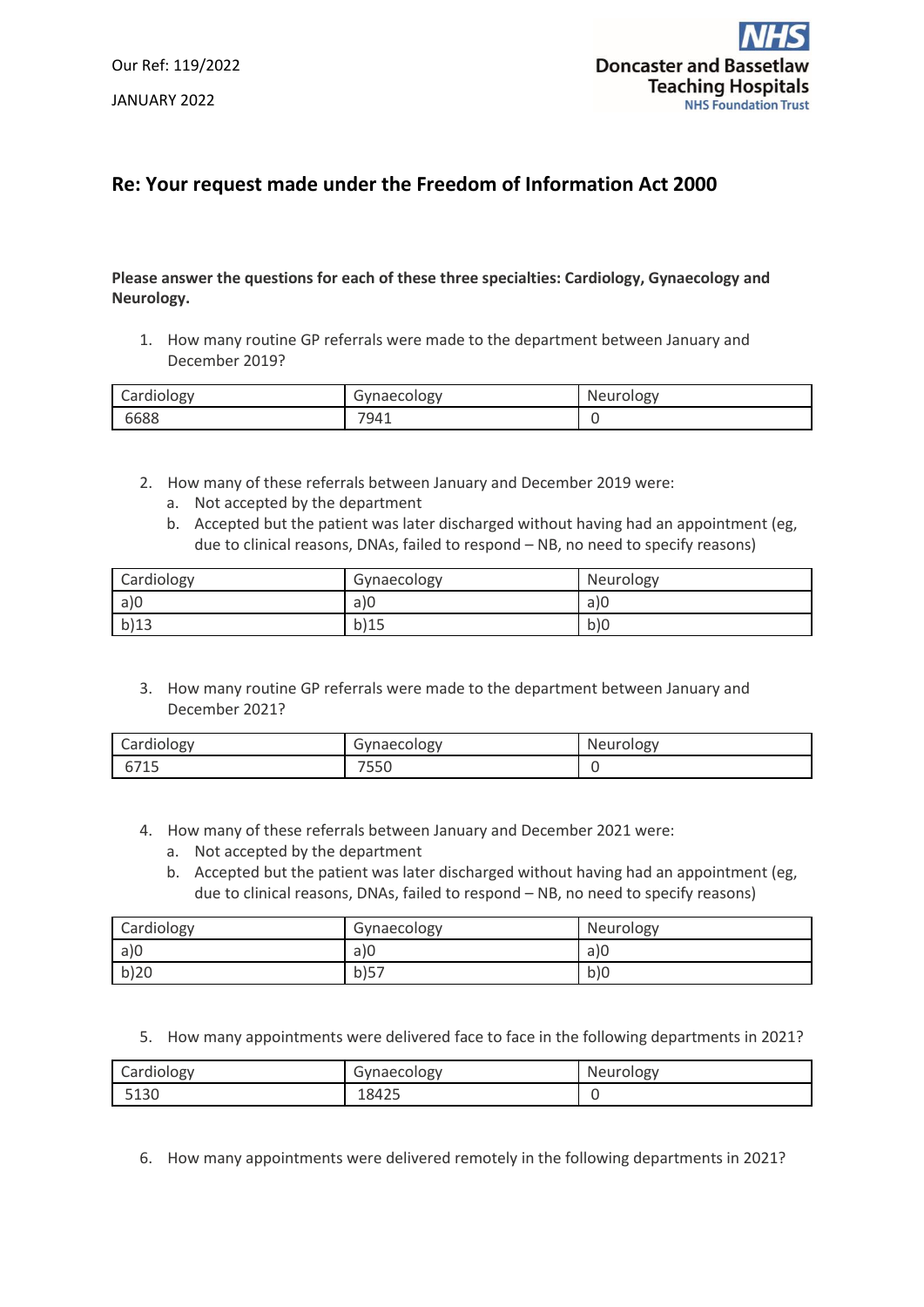Our Ref: 119/2022

JANUARY 2022

Doncaster and Bassetlaw Teaching Hospitals
NHS Foundation Trust

## Re: Your request made under the Freedom of Information Act 2000

**Please answer the questions for each of these three specialties: Cardiology, Gynaecology and Neurology.**

1. How many routine GP referrals were made to the department between January and December 2019?

| Cardiology | Gynaecology | Neurology |
|---|---|---|
| 6688 | 7941 | 0 |

2. How many of these referrals between January and December 2019 were:
   a. Not accepted by the department
   b. Accepted but the patient was later discharged without having had an appointment (eg, due to clinical reasons, DNAs, failed to respond – NB, no need to specify reasons)

| Cardiology | Gynaecology | Neurology |
|---|---|---|
| a)0 | a)0 | a)0 |
| b)13 | b)15 | b)0 |

3. How many routine GP referrals were made to the department between January and December 2021?

| Cardiology | Gynaecology | Neurology |
|---|---|---|
| 6715 | 7550 | 0 |

4. How many of these referrals between January and December 2021 were:
   a. Not accepted by the department
   b. Accepted but the patient was later discharged without having had an appointment (eg, due to clinical reasons, DNAs, failed to respond – NB, no need to specify reasons)

| Cardiology | Gynaecology | Neurology |
|---|---|---|
| a)0 | a)0 | a)0 |
| b)20 | b)57 | b)0 |

5. How many appointments were delivered face to face in the following departments in 2021?

| Cardiology | Gynaecology | Neurology |
|---|---|---|
| 5130 | 18425 | 0 |

6. How many appointments were delivered remotely in the following departments in 2021?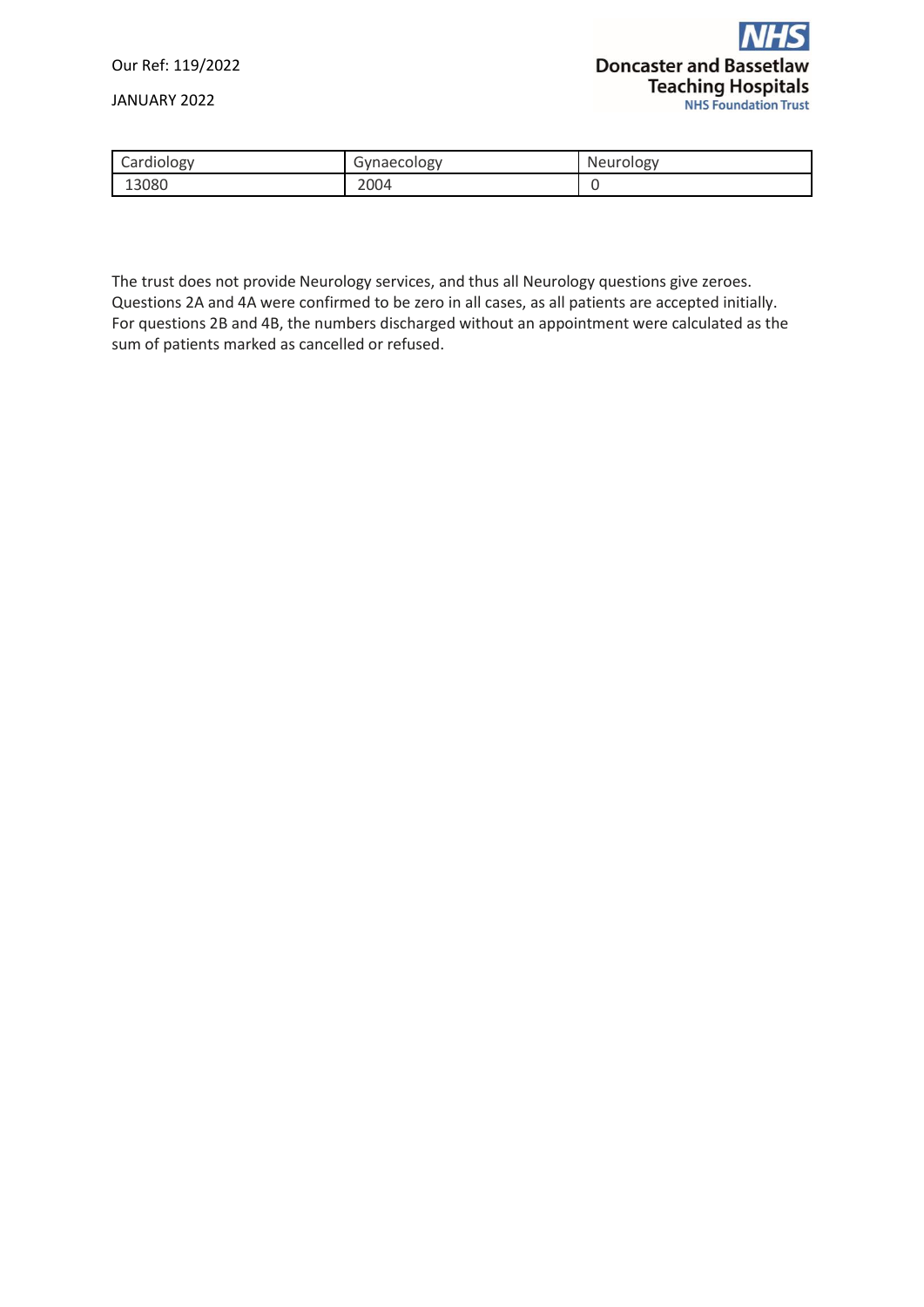Our Ref: 119/2022

JANUARY 2022

| Cardiology | Gynaecology | Neurology |
|---|---|---|
| 13080 | 2004 | 0 |

The trust does not provide Neurology services, and thus all Neurology questions give zeroes. Questions 2A and 4A were confirmed to be zero in all cases, as all patients are accepted initially. For questions 2B and 4B, the numbers discharged without an appointment were calculated as the sum of patients marked as cancelled or refused.